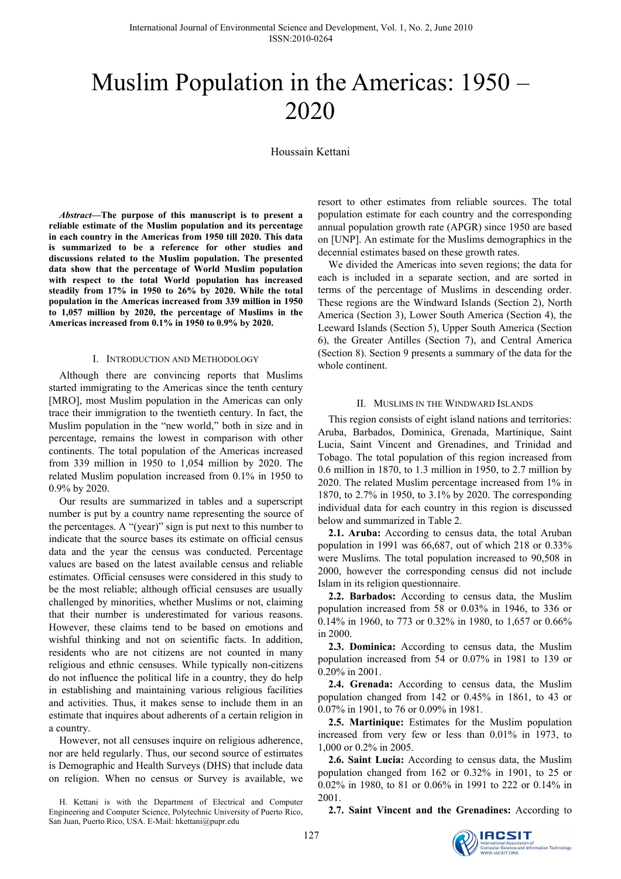# Muslim Population in the Americas: 1950 – 2020

Houssain Kettani

***Abstract*—The purpose of this manuscript is to present a reliable estimate of the Muslim population and its percentage in each country in the Americas from 1950 till 2020. This data is summarized to be a reference for other studies and discussions related to the Muslim population. The presented data show that the percentage of World Muslim population with respect to the total World population has increased steadily from 17% in 1950 to 26% by 2020. While the total population in the Americas increased from 339 million in 1950 to 1,057 million by 2020, the percentage of Muslims in the Americas increased from 0.1% in 1950 to 0.9% by 2020.**

## I. Introduction and Methodology

Although there are convincing reports that Muslims started immigrating to the Americas since the tenth century [MRO], most Muslim population in the Americas can only trace their immigration to the twentieth century. In fact, the Muslim population in the "new world," both in size and in percentage, remains the lowest in comparison with other continents. The total population of the Americas increased from 339 million in 1950 to 1,054 million by 2020. The related Muslim population increased from 0.1% in 1950 to 0.9% by 2020.

Our results are summarized in tables and a superscript number is put by a country name representing the source of the percentages. A "(year)" sign is put next to this number to indicate that the source bases its estimate on official census data and the year the census was conducted. Percentage values are based on the latest available census and reliable estimates. Official censuses were considered in this study to be the most reliable; although official censuses are usually challenged by minorities, whether Muslims or not, claiming that their number is underestimated for various reasons. However, these claims tend to be based on emotions and wishful thinking and not on scientific facts. In addition, residents who are not citizens are not counted in many religious and ethnic censuses. While typically non-citizens do not influence the political life in a country, they do help in establishing and maintaining various religious facilities and activities. Thus, it makes sense to include them in an estimate that inquires about adherents of a certain religion in a country.

However, not all censuses inquire on religious adherence, nor are held regularly. Thus, our second source of estimates is Demographic and Health Surveys (DHS) that include data on religion. When no census or Survey is available, we resort to other estimates from reliable sources. The total population estimate for each country and the corresponding annual population growth rate (APGR) since 1950 are based on [UNP]. An estimate for the Muslims demographics in the decennial estimates based on these growth rates.

We divided the Americas into seven regions; the data for each is included in a separate section, and are sorted in terms of the percentage of Muslims in descending order. These regions are the Windward Islands (Section 2), North America (Section 3), Lower South America (Section 4), the Leeward Islands (Section 5), Upper South America (Section 6), the Greater Antilles (Section 7), and Central America (Section 8). Section 9 presents a summary of the data for the whole continent.

H. Kettani is with the Department of Electrical and Computer Engineering and Computer Science, Polytechnic University of Puerto Rico, San Juan, Puerto Rico, USA. E-Mail: hkettani@pupr.edu

## II. Muslims in the Windward Islands

This region consists of eight island nations and territories: Aruba, Barbados, Dominica, Grenada, Martinique, Saint Lucia, Saint Vincent and Grenadines, and Trinidad and Tobago. The total population of this region increased from 0.6 million in 1870, to 1.3 million in 1950, to 2.7 million by 2020. The related Muslim percentage increased from 1% in 1870, to 2.7% in 1950, to 3.1% by 2020. The corresponding individual data for each country in this region is discussed below and summarized in Table 2.

**2.1. Aruba:** According to census data, the total Aruban population in 1991 was 66,687, out of which 218 or 0.33% were Muslims. The total population increased to 90,508 in 2000, however the corresponding census did not include Islam in its religion questionnaire.

**2.2. Barbados:** According to census data, the Muslim population increased from 58 or 0.03% in 1946, to 336 or 0.14% in 1960, to 773 or 0.32% in 1980, to 1,657 or 0.66% in 2000.

**2.3. Dominica:** According to census data, the Muslim population increased from 54 or 0.07% in 1981 to 139 or 0.20% in 2001.

**2.4. Grenada:** According to census data, the Muslim population changed from 142 or 0.45% in 1861, to 43 or 0.07% in 1901, to 76 or 0.09% in 1981.

**2.5. Martinique:** Estimates for the Muslim population increased from very few or less than 0.01% in 1973, to 1,000 or 0.2% in 2005.

**2.6. Saint Lucia:** According to census data, the Muslim population changed from 162 or 0.32% in 1901, to 25 or 0.02% in 1980, to 81 or 0.06% in 1991 to 222 or 0.14% in 2001.

**2.7. Saint Vincent and the Grenadines:** According to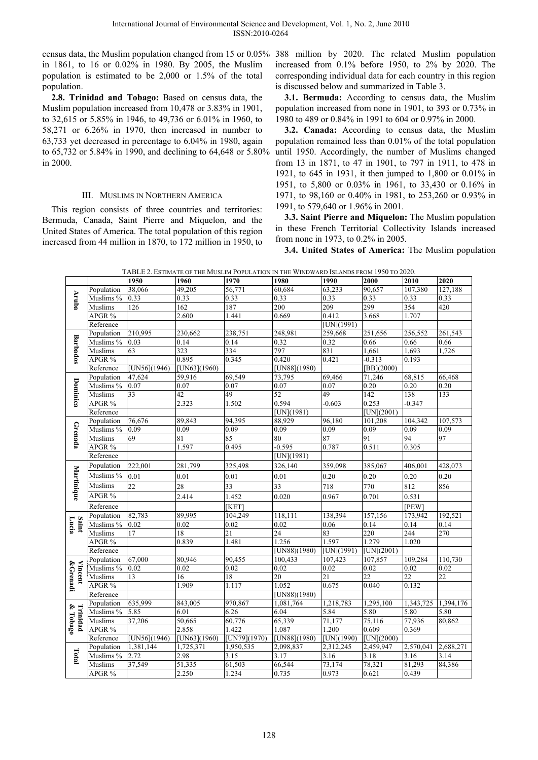census data, the Muslim population changed from 15 or 0.05% in 1861, to 16 or 0.02% in 1980. By 2005, the Muslim population is estimated to be 2,000 or 1.5% of the total population.

**2.8. Trinidad and Tobago:** Based on census data, the Muslim population increased from 10,478 or 3.83% in 1901, to 32,615 or 5.85% in 1946, to 49,736 or 6.01% in 1960, to 58,271 or 6.26% in 1970, then increased in number to 63,733 yet decreased in percentage to 6.04% in 1980, again to 65,732 or 5.84% in 1990, and declining to 64,648 or 5.80% in 2000.

## III. Muslims in Northern America

This region consists of three countries and territories: Bermuda, Canada, Saint Pierre and Miquelon, and the United States of America. The total population of this region increased from 44 million in 1870, to 172 million in 1950, to 388 million by 2020. The related Muslim population increased from 0.1% before 1950, to 2% by 2020. The corresponding individual data for each country in this region is discussed below and summarized in Table 3.

**3.1. Bermuda:** According to census data, the Muslim population increased from none in 1901, to 393 or 0.73% in 1980 to 489 or 0.84% in 1991 to 604 or 0.97% in 2000.

**3.2. Canada:** According to census data, the Muslim population remained less than 0.01% of the total population until 1950. Accordingly, the number of Muslims changed from 13 in 1871, to 47 in 1901, to 797 in 1911, to 478 in 1921, to 645 in 1931, it then jumped to 1,800 or 0.01% in 1951, to 5,800 or 0.03% in 1961, to 33,430 or 0.16% in 1971, to 98,160 or 0.40% in 1981, to 253,260 or 0.93% in 1991, to 579,640 or 1.96% in 2001.

**3.3. Saint Pierre and Miquelon:** The Muslim population in these French Territorial Collectivity Islands increased from none in 1973, to 0.2% in 2005.

**3.4. United States of America:** The Muslim population

TABLE 2. ESTIMATE OF THE MUSLIM POPULATION IN THE WINDWARD ISLANDS FROM 1950 TO 2020.

| | | 1950 | 1960 | 1970 | 1980 | 1990 | 2000 | 2010 | 2020 |
|---|---|---|---|---|---|---|---|---|---|
| Aruba | Population | 38,066 | 49,205 | 56,771 | 60,684 | 63,233 | 90,657 | 107,380 | 127,188 |
| | Muslims % | 0.33 | 0.33 | 0.33 | 0.33 | 0.33 | 0.33 | 0.33 | 0.33 |
| | Muslims | 126 | 162 | 187 | 200 | 209 | 299 | 354 | 420 |
| | APGR % | | 2.600 | 1.441 | 0.669 | 0.412 | 3.668 | 1.707 | |
| | Reference | | | | | [UN](1991) | | | |
| Barbados | Population | 210,995 | 230,662 | 238,751 | 248,981 | 259,668 | 251,656 | 256,552 | 261,543 |
| | Muslims % | 0.03 | 0.14 | 0.14 | 0.32 | 0.32 | 0.66 | 0.66 | 0.66 |
| | Muslims | 63 | 323 | 334 | 797 | 831 | 1,661 | 1,693 | 1,726 |
| | APGR % | | 0.895 | 0.345 | 0.420 | 0.421 | -0.313 | 0.193 | |
| | Reference | [UN56](1946) | [UN63](1960) | | [UN88](1980) | | [BB](2000) | | |
| Dominica | Population | 47,624 | 59,916 | 69,549 | 73,795 | 69,466 | 71,246 | 68,815 | 66,468 |
| | Muslims % | 0.07 | 0.07 | 0.07 | 0.07 | 0.07 | 0.20 | 0.20 | 0.20 |
| | Muslims | 33 | 42 | 49 | 52 | 49 | 142 | 138 | 133 |
| | APGR % | | 2.323 | 1.502 | 0.594 | -0.603 | 0.253 | -0.347 | |
| | Reference | | | | [UN](1981) | | [UN](2001) | | |
| Grenada | Population | 76,676 | 89,843 | 94,395 | 88,929 | 96,180 | 101,208 | 104,342 | 107,573 |
| | Muslims % | 0.09 | 0.09 | 0.09 | 0.09 | 0.09 | 0.09 | 0.09 | 0.09 |
| | Muslims | 69 | 81 | 85 | 80 | 87 | 91 | 94 | 97 |
| | APGR % | | 1.597 | 0.495 | -0.595 | 0.787 | 0.511 | 0.305 | |
| | Reference | | | | [UN](1981) | | | | |
| Martinique | Population | 222,001 | 281,799 | 325,498 | 326,140 | 359,098 | 385,067 | 406,001 | 428,073 |
| | Muslims % | 0.01 | 0.01 | 0.01 | 0.01 | 0.20 | 0.20 | 0.20 | 0.20 |
| | Muslims | 22 | 28 | 33 | 33 | 718 | 770 | 812 | 856 |
| | APGR % | | 2.414 | 1.452 | 0.020 | 0.967 | 0.701 | 0.531 | |
| | Reference | | | [KET] | | | | [PEW] | |
| Saint Lucia | Population | 82,783 | 89,995 | 104,249 | 118,111 | 138,394 | 157,156 | 173,942 | 192,521 |
| | Muslims % | 0.02 | 0.02 | 0.02 | 0.02 | 0.06 | 0.14 | 0.14 | 0.14 |
| | Muslims | 17 | 18 | 21 | 24 | 83 | 220 | 244 | 270 |
| | APGR % | | 0.839 | 1.481 | 1.256 | 1.597 | 1.279 | 1.020 | |
| | Reference | | | | [UN88](1980) | [UN](1991) | [UN](2001) | | |
| Vincent &Grenadi | Population | 67,000 | 80,946 | 90,455 | 100,433 | 107,423 | 107,857 | 109,284 | 110,730 |
| | Muslims % | 0.02 | 0.02 | 0.02 | 0.02 | 0.02 | 0.02 | 0.02 | 0.02 |
| | Muslims | 13 | 16 | 18 | 20 | 21 | 22 | 22 | 22 |
| | APGR % | | 1.909 | 1.117 | 1.052 | 0.675 | 0.040 | 0.132 | |
| | Reference | | | | [UN88](1980) | | | | |
| Trinidad & Tobago | Population | 635,999 | 843,005 | 970,867 | 1,081,764 | 1,218,783 | 1,295,100 | 1,343,725 | 1,394,176 |
| | Muslims % | 5.85 | 6.01 | 6.26 | 6.04 | 5.84 | 5.80 | 5.80 | 5.80 |
| | Muslims | 37,206 | 50,665 | 60,776 | 65,339 | 71,177 | 75,116 | 77,936 | 80,862 |
| | APGR % | | 2.858 | 1.422 | 1.087 | 1.200 | 0.609 | 0.369 | |
| | Reference | [UN56](1946) | [UN63](1960) | [UN79](1970) | [UN88](1980) | [UN](1990) | [UN](2000) | | |
| Total | Population | 1,381,144 | 1,725,371 | 1,950,535 | 2,098,837 | 2,312,245 | 2,459,947 | 2,570,041 | 2,688,271 |
| | Muslims % | 2.72 | 2.98 | 3.15 | 3.17 | 3.16 | 3.18 | 3.16 | 3.14 |
| | Muslims | 37,549 | 51,335 | 61,503 | 66,544 | 73,174 | 78,321 | 81,293 | 84,386 |
| | APGR % | | 2.250 | 1.234 | 0.735 | 0.973 | 0.621 | 0.439 | |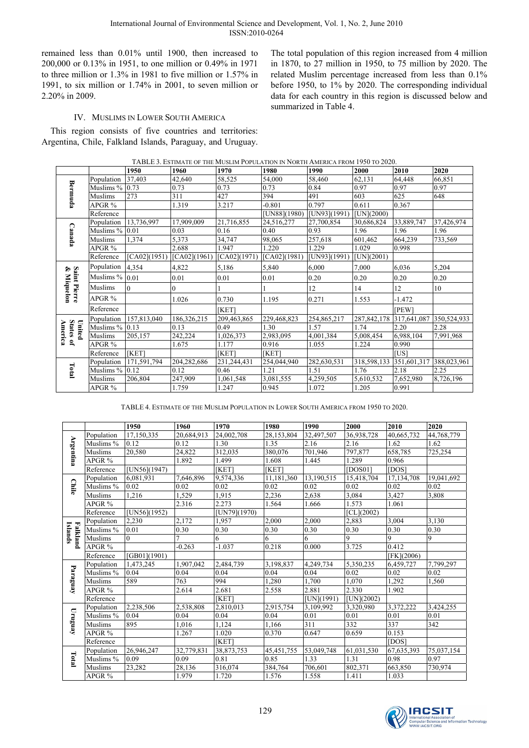remained less than 0.01% until 1900, then increased to 200,000 or 0.13% in 1951, to one million or 0.49% in 1971 to three million or 1.3% in 1981 to five million or 1.57% in 1991, to six million or 1.74% in 2001, to seven million or 2.20% in 2009.

## IV. Muslims in Lower South America

This region consists of five countries and territories: Argentina, Chile, Falkland Islands, Paraguay, and Uruguay. The total population of this region increased from 4 million in 1870, to 27 million in 1950, to 75 million by 2020. The related Muslim percentage increased from less than 0.1% before 1950, to 1% by 2020. The corresponding individual data for each country in this region is discussed below and summarized in Table 4.

TABLE 3. ESTIMATE OF THE MUSLIM POPULATION IN NORTH AMERICA FROM 1950 TO 2020.

| | | 1950 | 1960 | 1970 | 1980 | 1990 | 2000 | 2010 | 2020 |
|---|---|---|---|---|---|---|---|---|---|
| Bermuda | Population | 37,403 | 42,640 | 58,525 | 54,000 | 58,460 | 62,131 | 64,448 | 66,851 |
| | Muslims % | 0.73 | 0.73 | 0.73 | 0.73 | 0.84 | 0.97 | 0.97 | 0.97 |
| | Muslims | 273 | 311 | 427 | 394 | 491 | 603 | 625 | 648 |
| | APGR % | | 1.319 | 3.217 | -0.801 | 0.797 | 0.611 | 0.367 | |
| | Reference | | | | [UN88](1980) | [UN93](1991) | [UN](2000) | | |
| Canada | Population | 13,736,997 | 17,909,009 | 21,716,855 | 24,516,277 | 27,700,854 | 30,686,824 | 33,889,747 | 37,426,974 |
| | Muslims % | 0.01 | 0.03 | 0.16 | 0.40 | 0.93 | 1.96 | 1.96 | 1.96 |
| | Muslims | 1,374 | 5,373 | 34,747 | 98,065 | 257,618 | 601,462 | 664,239 | 733,569 |
| | APGR % | | 2.688 | 1.947 | 1.220 | 1.229 | 1.029 | 0.998 | |
| | Reference | [CA02](1951) | [CA02](1961) | [CA02](1971) | [CA02](1981) | [UN93](1991) | [UN](2001) | | |
| Saint Pierre & Miquelon | Population | 4,354 | 4,822 | 5,186 | 5,840 | 6,000 | 7,000 | 6,036 | 5,204 |
| | Muslims % | 0.01 | 0.01 | 0.01 | 0.01 | 0.20 | 0.20 | 0.20 | 0.20 |
| | Muslims | 0 | 0 | 1 | 1 | 12 | 14 | 12 | 10 |
| | APGR % | | 1.026 | 0.730 | 1.195 | 0.271 | 1.553 | -1.472 | |
| | Reference | | | [KET] | | | | [PEW] | |
| United States of America | Population | 157,813,040 | 186,326,215 | 209,463,865 | 229,468,823 | 254,865,217 | 287,842,178 | 317,641,087 | 350,524,933 |
| | Muslims % | 0.13 | 0.13 | 0.49 | 1.30 | 1.57 | 1.74 | 2.20 | 2.28 |
| | Muslims | 205,157 | 242,224 | 1,026,373 | 2,983,095 | 4,001,384 | 5,008,454 | 6,988,104 | 7,991,968 |
| | APGR % | | 1.675 | 1.177 | 0.916 | 1.055 | 1.224 | 0.990 | |
| | Reference | [KET] | | [KET] | [KET] | | | [US] | |
| Total | Population | 171,591,794 | 204,282,686 | 231,244,431 | 254,044,940 | 282,630,531 | 318,598,133 | 351,601,317 | 388,023,961 |
| | Muslims % | 0.12 | 0.12 | 0.46 | 1.21 | 1.51 | 1.76 | 2.18 | 2.25 |
| | Muslims | 206,804 | 247,909 | 1,061,548 | 3,081,555 | 4,259,505 | 5,610,532 | 7,652,980 | 8,726,196 |
| | APGR % | | 1.759 | 1.247 | 0.945 | 1.072 | 1.205 | 0.991 | |

TABLE 4. ESTIMATE OF THE MUSLIM POPULATION IN LOWER SOUTH AMERICA FROM 1950 TO 2020.

| | | 1950 | 1960 | 1970 | 1980 | 1990 | 2000 | 2010 | 2020 |
|---|---|---|---|---|---|---|---|---|---|
| Argentina | Population | 17,150,335 | 20,684,913 | 24,002,708 | 28,153,804 | 32,497,507 | 36,938,728 | 40,665,732 | 44,768,779 |
| | Muslims % | 0.12 | 0.12 | 1.30 | 1.35 | 2.16 | 2.16 | 1.62 | 1.62 |
| | Muslims | 20,580 | 24,822 | 312,035 | 380,076 | 701,946 | 797,877 | 658,785 | 725,254 |
| | APGR % | | 1.892 | 1.499 | 1.608 | 1.445 | 1.289 | 0.966 | |
| | Reference | [UN56](1947) | | [KET] | [KET] | | [DOS01] | [DOS] | |
| Chile | Population | 6,081,931 | 7,646,896 | 9,574,336 | 11,181,360 | 13,190,515 | 15,418,704 | 17,134,708 | 19,041,692 |
| | Muslims % | 0.02 | 0.02 | 0.02 | 0.02 | 0.02 | 0.02 | 0.02 | 0.02 |
| | Muslims | 1,216 | 1,529 | 1,915 | 2,236 | 2,638 | 3,084 | 3,427 | 3,808 |
| | APGR % | | 2.316 | 2.273 | 1.564 | 1.666 | 1.573 | 1.061 | |
| | Reference | [UN56](1952) | | [UN79](1970) | | | [CL](2002) | | |
| Falkland Islands | Population | 2,230 | 2,172 | 1,957 | 2,000 | 2,000 | 2,883 | 3,004 | 3,130 |
| | Muslims % | 0.01 | 0.30 | 0.30 | 0.30 | 0.30 | 0.30 | 0.30 | 0.30 |
| | Muslims | 0 | 7 | 6 | 6 | 6 | 9 | 9 | 9 |
| | APGR % | | -0.263 | -1.037 | 0.218 | 0.000 | 3.725 | 0.412 | |
| | Reference | [GB01](1901) | | | | | | [FK](2006) | |
| Paraguay | Population | 1,473,245 | 1,907,042 | 2,484,739 | 3,198,837 | 4,249,734 | 5,350,235 | 6,459,727 | 7,799,297 |
| | Muslims % | 0.04 | 0.04 | 0.04 | 0.04 | 0.04 | 0.02 | 0.02 | 0.02 |
| | Muslims | 589 | 763 | 994 | 1,280 | 1,700 | 1,070 | 1,292 | 1,560 |
| | APGR % | | 2.614 | 2.681 | 2.558 | 2.881 | 2.330 | 1.902 | |
| | Reference | | | [KET] | | [UN](1991) | [UN](2002) | | |
| Uruguay | Population | 2,238,506 | 2,538,808 | 2,810,013 | 2,915,754 | 3,109,992 | 3,320,980 | 3,372,222 | 3,424,255 |
| | Muslims % | 0.04 | 0.04 | 0.04 | 0.04 | 0.01 | 0.01 | 0.01 | 0.01 |
| | Muslims | 895 | 1,016 | 1,124 | 1,166 | 311 | 332 | 337 | 342 |
| | APGR % | | 1.267 | 1.020 | 0.370 | 0.647 | 0.659 | 0.153 | |
| | Reference | | | [KET] | | | | [DOS] | |
| Total | Population | 26,946,247 | 32,779,831 | 38,873,753 | 45,451,755 | 53,049,748 | 61,031,530 | 67,635,393 | 75,037,154 |
| | Muslims % | 0.09 | 0.09 | 0.81 | 0.85 | 1.33 | 1.31 | 0.98 | 0.97 |
| | Muslims | 23,282 | 28,136 | 316,074 | 384,764 | 706,601 | 802,371 | 663,850 | 730,974 |
| | APGR % | | 1.979 | 1.720 | 1.576 | 1.558 | 1.411 | 1.033 | |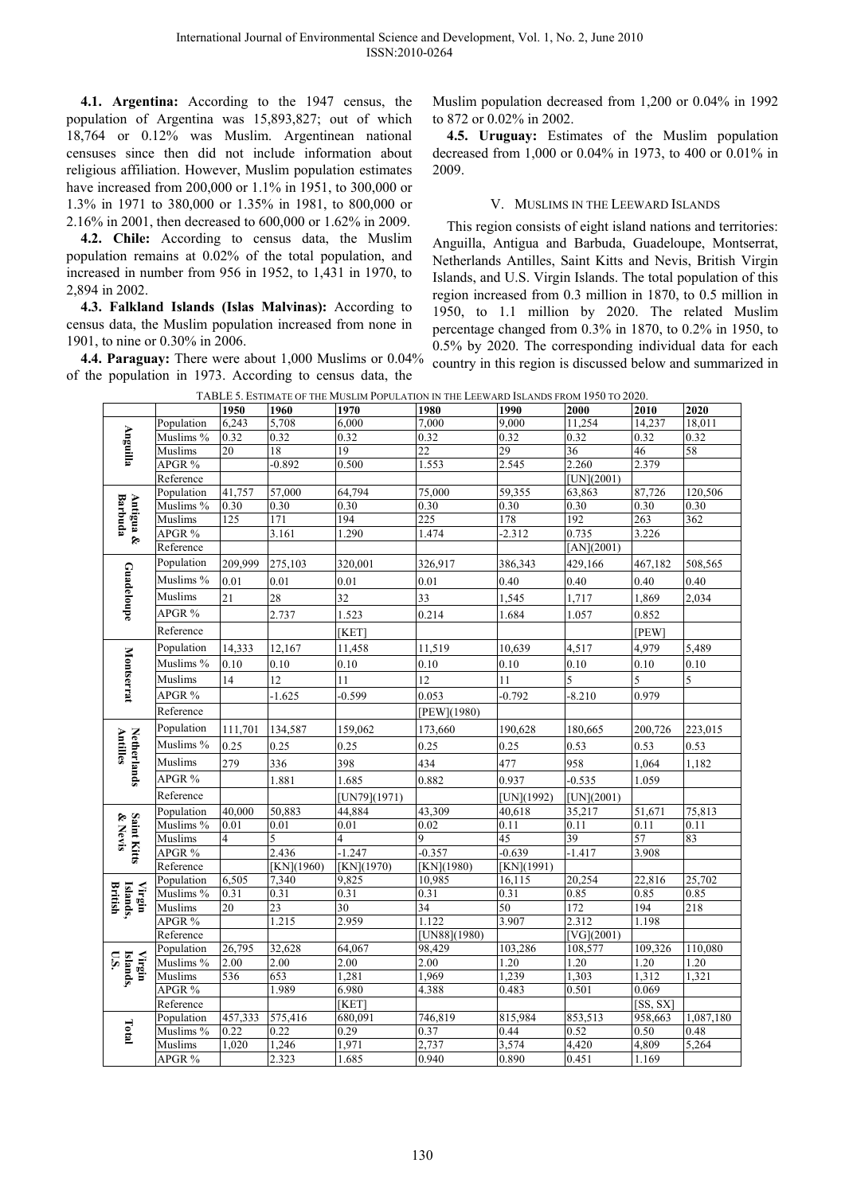**4.1. Argentina:** According to the 1947 census, the population of Argentina was 15,893,827; out of which 18,764 or 0.12% was Muslim. Argentinean national censuses since then did not include information about religious affiliation. However, Muslim population estimates have increased from 200,000 or 1.1% in 1951, to 300,000 or 1.3% in 1971 to 380,000 or 1.35% in 1981, to 800,000 or 2.16% in 2001, then decreased to 600,000 or 1.62% in 2009.

**4.2. Chile:** According to census data, the Muslim population remains at 0.02% of the total population, and increased in number from 956 in 1952, to 1,431 in 1970, to 2,894 in 2002.

**4.3. Falkland Islands (Islas Malvinas):** According to census data, the Muslim population increased from none in 1901, to nine or 0.30% in 2006.

**4.4. Paraguay:** There were about 1,000 Muslims or 0.04% of the population in 1973. According to census data, the Muslim population decreased from 1,200 or 0.04% in 1992 to 872 or 0.02% in 2002.

**4.5. Uruguay:** Estimates of the Muslim population decreased from 1,000 or 0.04% in 1973, to 400 or 0.01% in 2009.

## V. Muslims in the Leeward Islands

This region consists of eight island nations and territories: Anguilla, Antigua and Barbuda, Guadeloupe, Montserrat, Netherlands Antilles, Saint Kitts and Nevis, British Virgin Islands, and U.S. Virgin Islands. The total population of this region increased from 0.3 million in 1870, to 0.5 million in 1950, to 1.1 million by 2020. The related Muslim percentage changed from 0.3% in 1870, to 0.2% in 1950, to 0.5% by 2020. The corresponding individual data for each country in this region is discussed below and summarized in

TABLE 5. Estimate of the Muslim Population in the Leeward Islands from 1950 to 2020.

| | | 1950 | 1960 | 1970 | 1980 | 1990 | 2000 | 2010 | 2020 |
|---|---|---|---|---|---|---|---|---|---|
| Anguilla | Population | 6,243 | 5,708 | 6,000 | 7,000 | 9,000 | 11,254 | 14,237 | 18,011 |
| | Muslims % | 0.32 | 0.32 | 0.32 | 0.32 | 0.32 | 0.32 | 0.32 | 0.32 |
| | Muslims | 20 | 18 | 19 | 22 | 29 | 36 | 46 | 58 |
| | APGR % | | -0.892 | 0.500 | 1.553 | 2.545 | 2.260 | 2.379 | |
| | Reference | | | | | | [UN](2001) | | |
| Antigua & Barbuda | Population | 41,757 | 57,000 | 64,794 | 75,000 | 59,355 | 63,863 | 87,726 | 120,506 |
| | Muslims % | 0.30 | 0.30 | 0.30 | 0.30 | 0.30 | 0.30 | 0.30 | 0.30 |
| | Muslims | 125 | 171 | 194 | 225 | 178 | 192 | 263 | 362 |
| | APGR % | | 3.161 | 1.290 | 1.474 | -2.312 | 0.735 | 3.226 | |
| | Reference | | | | | | [AN](2001) | | |
| Guadeloupe | Population | 209,999 | 275,103 | 320,001 | 326,917 | 386,343 | 429,166 | 467,182 | 508,565 |
| | Muslims % | 0.01 | 0.01 | 0.01 | 0.01 | 0.40 | 0.40 | 0.40 | 0.40 |
| | Muslims | 21 | 28 | 32 | 33 | 1,545 | 1,717 | 1,869 | 2,034 |
| | APGR % | | 2.737 | 1.523 | 0.214 | 1.684 | 1.057 | 0.852 | |
| | Reference | | | [KET] | | | | [PEW] | |
| Montserrat | Population | 14,333 | 12,167 | 11,458 | 11,519 | 10,639 | 4,517 | 4,979 | 5,489 |
| | Muslims % | 0.10 | 0.10 | 0.10 | 0.10 | 0.10 | 0.10 | 0.10 | 0.10 |
| | Muslims | 14 | 12 | 11 | 12 | 11 | 5 | 5 | 5 |
| | APGR % | | -1.625 | -0.599 | 0.053 | -0.792 | -8.210 | 0.979 | |
| | Reference | | | | [PEW](1980) | | | | |
| Netherlands Antilles | Population | 111,701 | 134,587 | 159,062 | 173,660 | 190,628 | 180,665 | 200,726 | 223,015 |
| | Muslims % | 0.25 | 0.25 | 0.25 | 0.25 | 0.25 | 0.53 | 0.53 | 0.53 |
| | Muslims | 279 | 336 | 398 | 434 | 477 | 958 | 1,064 | 1,182 |
| | APGR % | | 1.881 | 1.685 | 0.882 | 0.937 | -0.535 | 1.059 | |
| | Reference | | | [UN79](1971) | | [UN](1992) | [UN](2001) | | |
| Saint Kitts & Nevis | Population | 40,000 | 50,883 | 44,884 | 43,309 | 40,618 | 35,217 | 51,671 | 75,813 |
| | Muslims % | 0.01 | 0.01 | 0.01 | 0.02 | 0.11 | 0.11 | 0.11 | 0.11 |
| | Muslims | 4 | 5 | 4 | 9 | 45 | 39 | 57 | 83 |
| | APGR % | | 2.436 | -1.247 | -0.357 | -0.639 | -1.417 | 3.908 | |
| | Reference | | [KN](1960) | [KN](1970) | [KN](1980) | [KN](1991) | | | |
| Virgin Islands, British | Population | 6,505 | 7,340 | 9,825 | 10,985 | 16,115 | 20,254 | 22,816 | 25,702 |
| | Muslims % | 0.31 | 0.31 | 0.31 | 0.31 | 0.31 | 0.85 | 0.85 | 0.85 |
| | Muslims | 20 | 23 | 30 | 34 | 50 | 172 | 194 | 218 |
| | APGR % | | 1.215 | 2.959 | 1.122 | 3.907 | 2.312 | 1.198 | |
| | Reference | | | | [UN88](1980) | | [VG](2001) | | |
| Virgin Islands, U.S. | Population | 26,795 | 32,628 | 64,067 | 98,429 | 103,286 | 108,577 | 109,326 | 110,080 |
| | Muslims % | 2.00 | 2.00 | 2.00 | 2.00 | 1.20 | 1.20 | 1.20 | 1.20 |
| | Muslims | 536 | 653 | 1,281 | 1,969 | 1,239 | 1,303 | 1,312 | 1,321 |
| | APGR % | | 1.989 | 6.980 | 4.388 | 0.483 | 0.501 | 0.069 | |
| | Reference | | | [KET] | | | | [SS, SX] | |
| Total | Population | 457,333 | 575,416 | 680,091 | 746,819 | 815,984 | 853,513 | 958,663 | 1,087,180 |
| | Muslims % | 0.22 | 0.22 | 0.29 | 0.37 | 0.44 | 0.52 | 0.50 | 0.48 |
| | Muslims | 1,020 | 1,246 | 1,971 | 2,737 | 3,574 | 4,420 | 4,809 | 5,264 |
| | APGR % | | 2.323 | 1.685 | 0.940 | 0.890 | 0.451 | 1.169 | |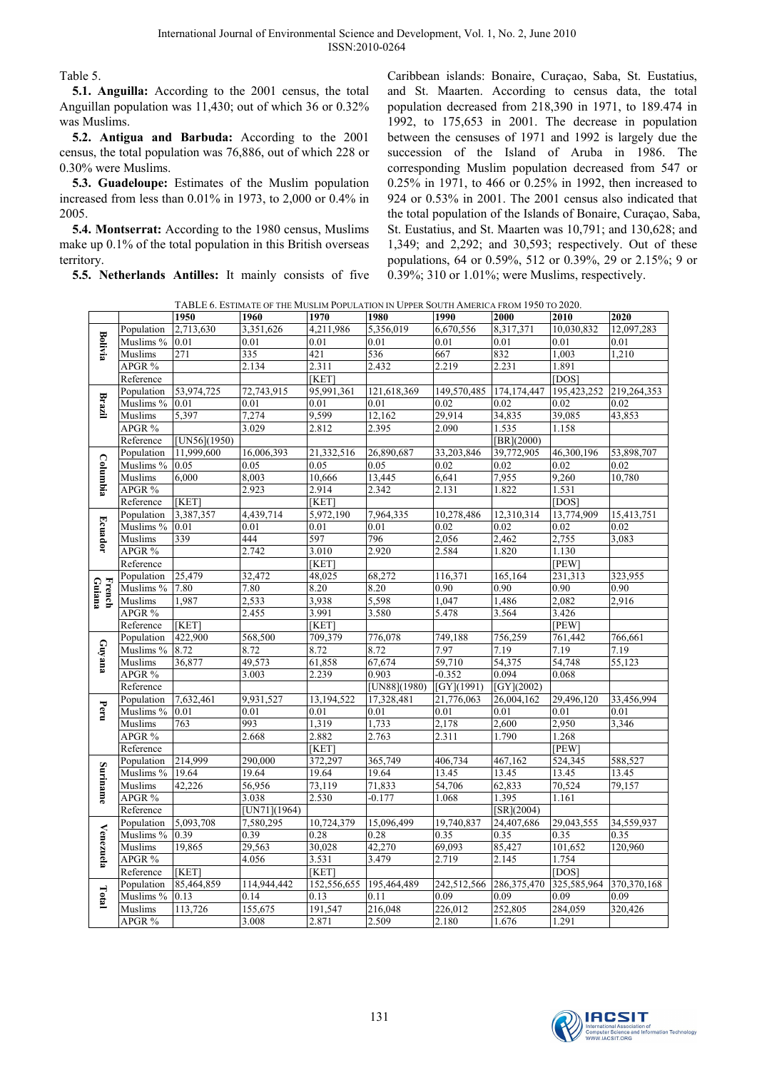Table 5.

**5.1. Anguilla:** According to the 2001 census, the total Anguillan population was 11,430; out of which 36 or 0.32% was Muslims.

**5.2. Antigua and Barbuda:** According to the 2001 census, the total population was 76,886, out of which 228 or 0.30% were Muslims.

**5.3. Guadeloupe:** Estimates of the Muslim population increased from less than 0.01% in 1973, to 2,000 or 0.4% in 2005.

**5.4. Montserrat:** According to the 1980 census, Muslims make up 0.1% of the total population in this British overseas territory.

**5.5. Netherlands Antilles:** It mainly consists of five Caribbean islands: Bonaire, Curaçao, Saba, St. Eustatius, and St. Maarten. According to census data, the total population decreased from 218,390 in 1971, to 189.474 in 1992, to 175,653 in 2001. The decrease in population between the censuses of 1971 and 1992 is largely due the succession of the Island of Aruba in 1986. The corresponding Muslim population decreased from 547 or 0.25% in 1971, to 466 or 0.25% in 1992, then increased to 924 or 0.53% in 2001. The 2001 census also indicated that the total population of the Islands of Bonaire, Curaçao, Saba, St. Eustatius, and St. Maarten was 10,791; and 130,628; and 1,349; and 2,292; and 30,593; respectively. Out of these populations, 64 or 0.59%, 512 or 0.39%, 29 or 2.15%; 9 or 0.39%; 310 or 1.01%; were Muslims, respectively.

TABLE 6. ESTIMATE OF THE MUSLIM POPULATION IN UPPER SOUTH AMERICA FROM 1950 TO 2020.

| | | 1950 | 1960 | 1970 | 1980 | 1990 | 2000 | 2010 | 2020 |
|---|---|---|---|---|---|---|---|---|---|
| Bolivia | Population | 2,713,630 | 3,351,626 | 4,211,986 | 5,356,019 | 6,670,556 | 8,317,371 | 10,030,832 | 12,097,283 |
| | Muslims % | 0.01 | 0.01 | 0.01 | 0.01 | 0.01 | 0.01 | 0.01 | 0.01 |
| | Muslims | 271 | 335 | 421 | 536 | 667 | 832 | 1,003 | 1,210 |
| | APGR % | | 2.134 | 2.311 | 2.432 | 2.219 | 2.231 | 1.891 | |
| | Reference | | | [KET] | | | | [DOS] | |
| Brazil | Population | 53,974,725 | 72,743,915 | 95,991,361 | 121,618,369 | 149,570,485 | 174,174,447 | 195,423,252 | 219,264,353 |
| | Muslims % | 0.01 | 0.01 | 0.01 | 0.01 | 0.02 | 0.02 | 0.02 | 0.02 |
| | Muslims | 5,397 | 7,274 | 9,599 | 12,162 | 29,914 | 34,835 | 39,085 | 43,853 |
| | APGR % | | 3.029 | 2.812 | 2.395 | 2.090 | 1.535 | 1.158 | |
| | Reference | [UN56](1950) | | | | | [BR](2000) | | |
| Columbia | Population | 11,999,600 | 16,006,393 | 21,332,516 | 26,890,687 | 33,203,846 | 39,772,905 | 46,300,196 | 53,898,707 |
| | Muslims % | 0.05 | 0.05 | 0.05 | 0.05 | 0.02 | 0.02 | 0.02 | 0.02 |
| | Muslims | 6,000 | 8,003 | 10,666 | 13,445 | 6,641 | 7,955 | 9,260 | 10,780 |
| | APGR % | | 2.923 | 2.914 | 2.342 | 2.131 | 1.822 | 1.531 | |
| | Reference | [KET] | | | | | | [DOS] | |
| Ecuador | Population | 3,387,357 | 4,439,714 | 5,972,190 | 7,964,335 | 10,278,486 | 12,310,314 | 13,774,909 | 15,413,751 |
| | Muslims % | 0.01 | 0.01 | 0.01 | 0.01 | 0.02 | 0.02 | 0.02 | 0.02 |
| | Muslims | 339 | 444 | 597 | 796 | 2,056 | 2,462 | 2,755 | 3,083 |
| | APGR % | | 2.742 | 3.010 | 2.920 | 2.584 | 1.820 | 1.130 | |
| | Reference | | | [KET] | | | | [PEW] | |
| French Guiana | Population | 25,479 | 32,472 | 48,025 | 68,272 | 116,371 | 165,164 | 231,313 | 323,955 |
| | Muslims % | 7.80 | 7.80 | 8.20 | 8.20 | 0.90 | 0.90 | 0.90 | 0.90 |
| | Muslims | 1,987 | 2,533 | 3,938 | 5,598 | 1,047 | 1,486 | 2,082 | 2,916 |
| | APGR % | | 2.455 | 3.991 | 3.580 | 5.478 | 3.564 | 3.426 | |
| | Reference | [KET] | | [KET] | | | | [PEW] | |
| Guyana | Population | 422,900 | 568,500 | 709,379 | 776,078 | 749,188 | 756,259 | 761,442 | 766,661 |
| | Muslims % | 8.72 | 8.72 | 8.72 | 8.72 | 7.97 | 7.19 | 7.19 | 7.19 |
| | Muslims | 36,877 | 49,573 | 61,858 | 67,674 | 59,710 | 54,375 | 54,748 | 55,123 |
| | APGR % | | 3.003 | 2.239 | 0.903 | -0.352 | 0.094 | 0.068 | |
| | Reference | | | | [UN88](1980) | [GY](1991) | [GY](2002) | | |
| Peru | Population | 7,632,461 | 9,931,527 | 13,194,522 | 17,328,481 | 21,776,063 | 26,004,162 | 29,496,120 | 33,456,994 |
| | Muslims % | 0.01 | 0.01 | 0.01 | 0.01 | 0.01 | 0.01 | 0.01 | 0.01 |
| | Muslims | 763 | 993 | 1,319 | 1,733 | 2,178 | 2,600 | 2,950 | 3,346 |
| | APGR % | | 2.668 | 2.882 | 2.763 | 2.311 | 1.790 | 1.268 | |
| | Reference | | | [KET] | | | | [PEW] | |
| Suriname | Population | 214,999 | 290,000 | 372,297 | 365,749 | 406,734 | 467,162 | 524,345 | 588,527 |
| | Muslims % | 19.64 | 19.64 | 19.64 | 19.64 | 13.45 | 13.45 | 13.45 | 13.45 |
| | Muslims | 42,226 | 56,956 | 73,119 | 71,833 | 54,706 | 62,833 | 70,524 | 79,157 |
| | APGR % | | 3.038 | 2.530 | -0.177 | 1.068 | 1.395 | 1.161 | |
| | Reference | | [UN71](1964) | | | | [SR](2004) | | |
| Venezuela | Population | 5,093,708 | 7,580,295 | 10,724,379 | 15,096,499 | 19,740,837 | 24,407,686 | 29,043,555 | 34,559,937 |
| | Muslims % | 0.39 | 0.39 | 0.28 | 0.28 | 0.35 | 0.35 | 0.35 | 0.35 |
| | Muslims | 19,865 | 29,563 | 30,028 | 42,270 | 69,093 | 85,427 | 101,652 | 120,960 |
| | APGR % | | 4.056 | 3.531 | 3.479 | 2.719 | 2.145 | 1.754 | |
| | Reference | [KET] | | [KET] | | | | [DOS] | |
| Total | Population | 85,464,859 | 114,944,442 | 152,556,655 | 195,464,489 | 242,512,566 | 286,375,470 | 325,585,964 | 370,370,168 |
| | Muslims % | 0.13 | 0.14 | 0.13 | 0.11 | 0.09 | 0.09 | 0.09 | 0.09 |
| | Muslims | 113,726 | 155,675 | 191,547 | 216,048 | 226,012 | 252,805 | 284,059 | 320,426 |
| | APGR % | | 3.008 | 2.871 | 2.509 | 2.180 | 1.676 | 1.291 | |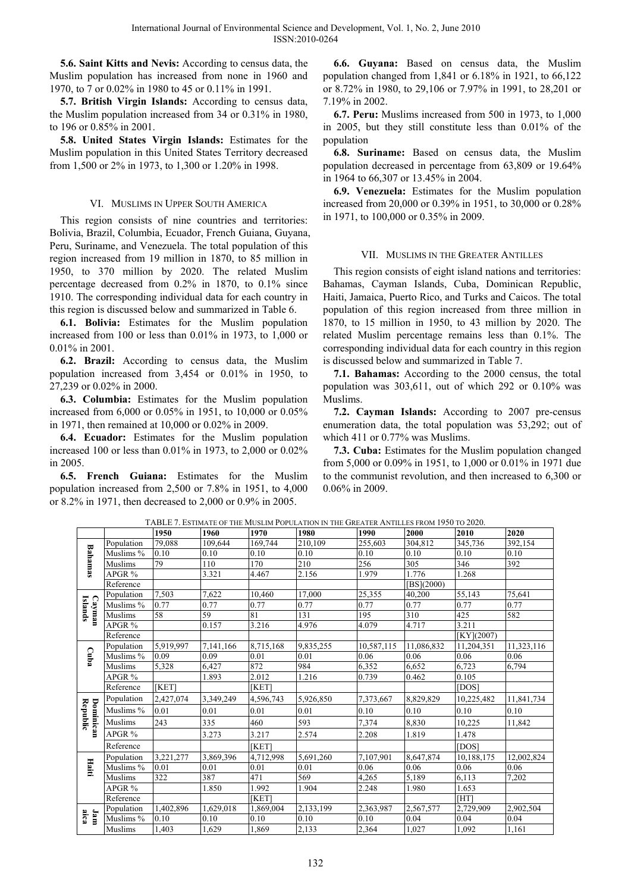**5.6. Saint Kitts and Nevis:** According to census data, the Muslim population has increased from none in 1960 and 1970, to 7 or 0.02% in 1980 to 45 or 0.11% in 1991.

**5.7. British Virgin Islands:** According to census data, the Muslim population increased from 34 or 0.31% in 1980, to 196 or 0.85% in 2001.

**5.8. United States Virgin Islands:** Estimates for the Muslim population in this United States Territory decreased from 1,500 or 2% in 1973, to 1,300 or 1.20% in 1998.

## VI. Muslims in Upper South America

This region consists of nine countries and territories: Bolivia, Brazil, Columbia, Ecuador, French Guiana, Guyana, Peru, Suriname, and Venezuela. The total population of this region increased from 19 million in 1870, to 85 million in 1950, to 370 million by 2020. The related Muslim percentage decreased from 0.2% in 1870, to 0.1% since 1910. The corresponding individual data for each country in this region is discussed below and summarized in Table 6.

**6.1. Bolivia:** Estimates for the Muslim population increased from 100 or less than 0.01% in 1973, to 1,000 or 0.01% in 2001.

**6.2. Brazil:** According to census data, the Muslim population increased from 3,454 or 0.01% in 1950, to 27,239 or 0.02% in 2000.

**6.3. Columbia:** Estimates for the Muslim population increased from 6,000 or 0.05% in 1951, to 10,000 or 0.05% in 1971, then remained at 10,000 or 0.02% in 2009.

**6.4. Ecuador:** Estimates for the Muslim population increased 100 or less than 0.01% in 1973, to 2,000 or 0.02% in 2005.

**6.5. French Guiana:** Estimates for the Muslim population increased from 2,500 or 7.8% in 1951, to 4,000 or 8.2% in 1971, then decreased to 2,000 or 0.9% in 2005.

**6.6. Guyana:** Based on census data, the Muslim population changed from 1,841 or 6.18% in 1921, to 66,122 or 8.72% in 1980, to 29,106 or 7.97% in 1991, to 28,201 or 7.19% in 2002.

**6.7. Peru:** Muslims increased from 500 in 1973, to 1,000 in 2005, but they still constitute less than 0.01% of the population

**6.8. Suriname:** Based on census data, the Muslim population decreased in percentage from 63,809 or 19.64% in 1964 to 66,307 or 13.45% in 2004.

**6.9. Venezuela:** Estimates for the Muslim population increased from 20,000 or 0.39% in 1951, to 30,000 or 0.28% in 1971, to 100,000 or 0.35% in 2009.

## VII. Muslims in the Greater Antilles

This region consists of eight island nations and territories: Bahamas, Cayman Islands, Cuba, Dominican Republic, Haiti, Jamaica, Puerto Rico, and Turks and Caicos. The total population of this region increased from three million in 1870, to 15 million in 1950, to 43 million by 2020. The related Muslim percentage remains less than 0.1%. The corresponding individual data for each country in this region is discussed below and summarized in Table 7.

**7.1. Bahamas:** According to the 2000 census, the total population was 303,611, out of which 292 or 0.10% was Muslims.

**7.2. Cayman Islands:** According to 2007 pre-census enumeration data, the total population was 53,292; out of which 411 or 0.77% was Muslims.

**7.3. Cuba:** Estimates for the Muslim population changed from 5,000 or 0.09% in 1951, to 1,000 or 0.01% in 1971 due to the communist revolution, and then increased to 6,300 or 0.06% in 2009.

TABLE 7. ESTIMATE OF THE MUSLIM POPULATION IN THE GREATER ANTILLES FROM 1950 TO 2020.

| | | 1950 | 1960 | 1970 | 1980 | 1990 | 2000 | 2010 | 2020 |
|---|---|---|---|---|---|---|---|---|---|
| Bahamas | Population | 79,088 | 109,644 | 169,744 | 210,109 | 255,603 | 304,812 | 345,736 | 392,154 |
| | Muslims % | 0.10 | 0.10 | 0.10 | 0.10 | 0.10 | 0.10 | 0.10 | 0.10 |
| | Muslims | 79 | 110 | 170 | 210 | 256 | 305 | 346 | 392 |
| | APGR % | | 3.321 | 4.467 | 2.156 | 1.979 | 1.776 | 1.268 | |
| | Reference | | | | | | [BS](2000) | | |
| Cayman Islands | Population | 7,503 | 7,622 | 10,460 | 17,000 | 25,355 | 40,200 | 55,143 | 75,641 |
| | Muslims % | 0.77 | 0.77 | 0.77 | 0.77 | 0.77 | 0.77 | 0.77 | 0.77 |
| | Muslims | 58 | 59 | 81 | 131 | 195 | 310 | 425 | 582 |
| | APGR % | | 0.157 | 3.216 | 4.976 | 4.079 | 4.717 | 3.211 | |
| | Reference | | | | | | | [KY](2007) | |
| Cuba | Population | 5,919,997 | 7,141,166 | 8,715,168 | 9,835,255 | 10,587,115 | 11,086,832 | 11,204,351 | 11,323,116 |
| | Muslims % | 0.09 | 0.09 | 0.01 | 0.01 | 0.06 | 0.06 | 0.06 | 0.06 |
| | Muslims | 5,328 | 6,427 | 872 | 984 | 6,352 | 6,652 | 6,723 | 6,794 |
| | APGR % | | 1.893 | 2.012 | 1.216 | 0.739 | 0.462 | 0.105 | |
| | Reference | [KET] | | | | | | [DOS] | |
| Dominican Republic | Population | 2,427,074 | 3,349,249 | 4,596,743 | 5,926,850 | 7,373,667 | 8,829,829 | 10,225,482 | 11,841,734 |
| | Muslims % | 0.01 | 0.01 | 0.01 | 0.01 | 0.10 | 0.10 | 0.10 | 0.10 |
| | Muslims | 243 | 335 | 460 | 593 | 7,374 | 8,830 | 10,225 | 11,842 |
| | APGR % | | 3.273 | 3.217 | 2.574 | 2.208 | 1.819 | 1.478 | |
| | Reference | | | [KET] | | | | [DOS] | |
| Haiti | Population | 3,221,277 | 3,869,396 | 4,712,998 | 5,691,260 | 7,107,901 | 8,647,874 | 10,188,175 | 12,002,824 |
| | Muslims % | 0.01 | 0.01 | 0.01 | 0.01 | 0.06 | 0.06 | 0.06 | 0.06 |
| | Muslims | 322 | 387 | 471 | 569 | 4,265 | 5,189 | 6,113 | 7,202 |
| | APGR % | | 1.850 | 1.992 | 1.904 | 2.248 | 1.980 | 1.653 | |
| | Reference | | | [KET] | | | | [HT] | |
| Jamaica | Population | 1,402,896 | 1,629,018 | 1,869,004 | 2,133,199 | 2,363,987 | 2,567,577 | 2,729,909 | 2,902,504 |
| | Muslims % | 0.10 | 0.10 | 0.10 | 0.10 | 0.10 | 0.04 | 0.04 | 0.04 |
| | Muslims | 1,403 | 1,629 | 1,869 | 2,133 | 2,364 | 1,027 | 1,092 | 1,161 |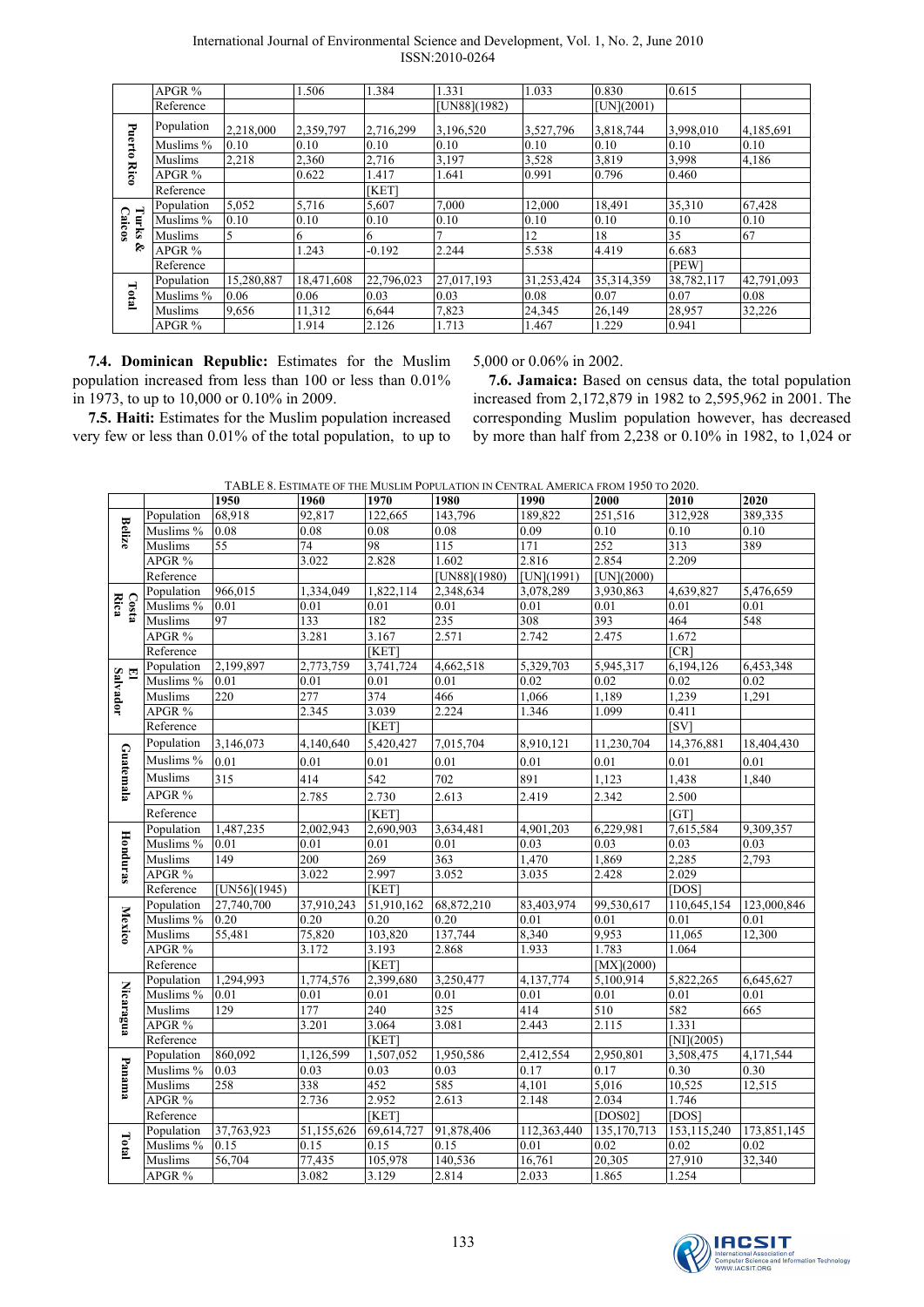| | | | | | | | | | |
|---|---|---|---|---|---|---|---|---|---|
| | APGR % | | 1.506 | 1.384 | 1.331 | 1.033 | 0.830 | 0.615 | |
| | Reference | | | | [UN88](1982) | | [UN](2001) | | |
| Puerto Rico | Population | 2,218,000 | 2,359,797 | 2,716,299 | 3,196,520 | 3,527,796 | 3,818,744 | 3,998,010 | 4,185,691 |
| | Muslims % | 0.10 | 0.10 | 0.10 | 0.10 | 0.10 | 0.10 | 0.10 | 0.10 |
| | Muslims | 2,218 | 2,360 | 2,716 | 3,197 | 3,528 | 3,819 | 3,998 | 4,186 |
| | APGR % | | 0.622 | 1.417 | 1.641 | 0.991 | 0.796 | 0.460 | |
| | Reference | | | [KET] | | | | | |
| Turks & Caicos | Population | 5,052 | 5,716 | 5,607 | 7,000 | 12,000 | 18,491 | 35,310 | 67,428 |
| | Muslims % | 0.10 | 0.10 | 0.10 | 0.10 | 0.10 | 0.10 | 0.10 | 0.10 |
| | Muslims | 5 | 6 | 6 | 7 | 12 | 18 | 35 | 67 |
| | APGR % | | 1.243 | -0.192 | 2.244 | 5.538 | 4.419 | 6.683 | |
| | Reference | | | | | | | [PEW] | |
| Total | Population | 15,280,887 | 18,471,608 | 22,796,023 | 27,017,193 | 31,253,424 | 35,314,359 | 38,782,117 | 42,791,093 |
| | Muslims % | 0.06 | 0.06 | 0.03 | 0.03 | 0.08 | 0.07 | 0.07 | 0.08 |
| | Muslims | 9,656 | 11,312 | 6,644 | 7,823 | 24,345 | 26,149 | 28,957 | 32,226 |
| | APGR % | | 1.914 | 2.126 | 1.713 | 1.467 | 1.229 | 0.941 | |

**7.4. Dominican Republic:** Estimates for the Muslim population increased from less than 100 or less than 0.01% in 1973, to up to 10,000 or 0.10% in 2009.

**7.5. Haiti:** Estimates for the Muslim population increased very few or less than 0.01% of the total population, to up to 5,000 or 0.06% in 2002.

**7.6. Jamaica:** Based on census data, the total population increased from 2,172,879 in 1982 to 2,595,962 in 2001. The corresponding Muslim population however, has decreased by more than half from 2,238 or 0.10% in 1982, to 1,024 or

TABLE 8. ESTIMATE OF THE MUSLIM POPULATION IN CENTRAL AMERICA FROM 1950 TO 2020.

| | | 1950 | 1960 | 1970 | 1980 | 1990 | 2000 | 2010 | 2020 |
|---|---|---|---|---|---|---|---|---|---|
| Belize | Population | 68,918 | 92,817 | 122,665 | 143,796 | 189,822 | 251,516 | 312,928 | 389,335 |
| | Muslims % | 0.08 | 0.08 | 0.08 | 0.08 | 0.09 | 0.10 | 0.10 | 0.10 |
| | Muslims | 55 | 74 | 98 | 115 | 171 | 252 | 313 | 389 |
| | APGR % | | 3.022 | 2.828 | 1.602 | 2.816 | 2.854 | 2.209 | |
| | Reference | | | | [UN88](1980) | [UN](1991) | [UN](2000) | | |
| Costa Rica | Population | 966,015 | 1,334,049 | 1,822,114 | 2,348,634 | 3,078,289 | 3,930,863 | 4,639,827 | 5,476,659 |
| | Muslims % | 0.01 | 0.01 | 0.01 | 0.01 | 0.01 | 0.01 | 0.01 | 0.01 |
| | Muslims | 97 | 133 | 182 | 235 | 308 | 393 | 464 | 548 |
| | APGR % | | 3.281 | 3.167 | 2.571 | 2.742 | 2.475 | 1.672 | |
| | Reference | | | [KET] | | | | [CR] | |
| El Salvador | Population | 2,199,897 | 2,773,759 | 3,741,724 | 4,662,518 | 5,329,703 | 5,945,317 | 6,194,126 | 6,453,348 |
| | Muslims % | 0.01 | 0.01 | 0.01 | 0.01 | 0.02 | 0.02 | 0.02 | 0.02 |
| | Muslims | 220 | 277 | 374 | 466 | 1,066 | 1,189 | 1,239 | 1,291 |
| | APGR % | | 2.345 | 3.039 | 2.224 | 1.346 | 1.099 | 0.411 | |
| | Reference | | | [KET] | | | | [SV] | |
| Guatemala | Population | 3,146,073 | 4,140,640 | 5,420,427 | 7,015,704 | 8,910,121 | 11,230,704 | 14,376,881 | 18,404,430 |
| | Muslims % | 0.01 | 0.01 | 0.01 | 0.01 | 0.01 | 0.01 | 0.01 | 0.01 |
| | Muslims | 315 | 414 | 542 | 702 | 891 | 1,123 | 1,438 | 1,840 |
| | APGR % | | 2.785 | 2.730 | 2.613 | 2.419 | 2.342 | 2.500 | |
| | Reference | | | [KET] | | | | [GT] | |
| Honduras | Population | 1,487,235 | 2,002,943 | 2,690,903 | 3,634,481 | 4,901,203 | 6,229,981 | 7,615,584 | 9,309,357 |
| | Muslims % | 0.01 | 0.01 | 0.01 | 0.01 | 0.03 | 0.03 | 0.03 | 0.03 |
| | Muslims | 149 | 200 | 269 | 363 | 1,470 | 1,869 | 2,285 | 2,793 |
| | APGR % | | 3.022 | 2.997 | 3.052 | 3.035 | 2.428 | 2.029 | |
| | Reference | [UN56](1945) | | [KET] | | | | [DOS] | |
| Mexico | Population | 27,740,700 | 37,910,243 | 51,910,162 | 68,872,210 | 83,403,974 | 99,530,617 | 110,645,154 | 123,000,846 |
| | Muslims % | 0.20 | 0.20 | 0.20 | 0.20 | 0.01 | 0.01 | 0.01 | 0.01 |
| | Muslims | 55,481 | 75,820 | 103,820 | 137,744 | 8,340 | 9,953 | 11,065 | 12,300 |
| | APGR % | | 3.172 | 3.193 | 2.868 | 1.933 | 1.783 | 1.064 | |
| | Reference | | | [KET] | | | [MX](2000) | | |
| Nicaragua | Population | 1,294,993 | 1,774,576 | 2,399,680 | 3,250,477 | 4,137,774 | 5,100,914 | 5,822,265 | 6,645,627 |
| | Muslims % | 0.01 | 0.01 | 0.01 | 0.01 | 0.01 | 0.01 | 0.01 | 0.01 |
| | Muslims | 129 | 177 | 240 | 325 | 414 | 510 | 582 | 665 |
| | APGR % | | 3.201 | 3.064 | 3.081 | 2.443 | 2.115 | 1.331 | |
| | Reference | | | [KET] | | | | [NI](2005) | |
| Panama | Population | 860,092 | 1,126,599 | 1,507,052 | 1,950,586 | 2,412,554 | 2,950,801 | 3,508,475 | 4,171,544 |
| | Muslims % | 0.03 | 0.03 | 0.03 | 0.03 | 0.17 | 0.17 | 0.30 | 0.30 |
| | Muslims | 258 | 338 | 452 | 585 | 4,101 | 5,016 | 10,525 | 12,515 |
| | APGR % | | 2.736 | 2.952 | 2.613 | 2.148 | 2.034 | 1.746 | |
| | Reference | | | [KET] | | | [DOS02] | [DOS] | |
| Total | Population | 37,763,923 | 51,155,626 | 69,614,727 | 91,878,406 | 112,363,440 | 135,170,713 | 153,115,240 | 173,851,145 |
| | Muslims % | 0.15 | 0.15 | 0.15 | 0.15 | 0.01 | 0.02 | 0.02 | 0.02 |
| | Muslims | 56,704 | 77,435 | 105,978 | 140,536 | 16,761 | 20,305 | 27,910 | 32,340 |
| | APGR % | | 3.082 | 3.129 | 2.814 | 2.033 | 1.865 | 1.254 | |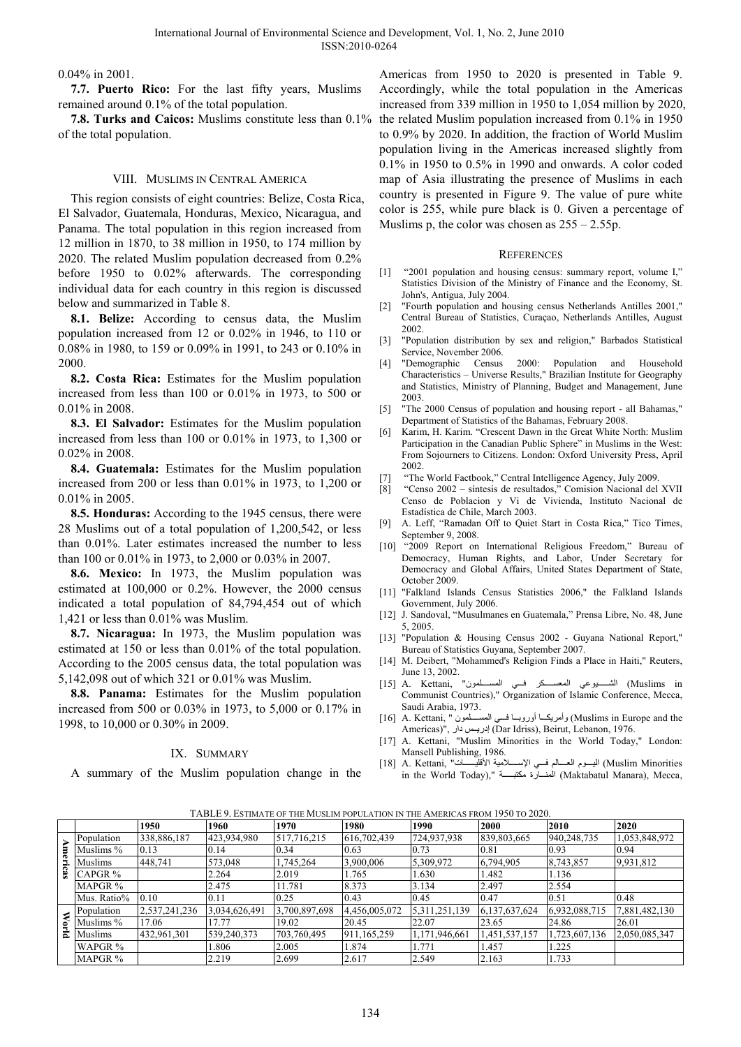0.04% in 2001.

**7.7. Puerto Rico:** For the last fifty years, Muslims remained around 0.1% of the total population.

**7.8. Turks and Caicos:** Muslims constitute less than 0.1% of the total population.

## VIII. Muslims in Central America

This region consists of eight countries: Belize, Costa Rica, El Salvador, Guatemala, Honduras, Mexico, Nicaragua, and Panama. The total population in this region increased from 12 million in 1870, to 38 million in 1950, to 174 million by 2020. The related Muslim population decreased from 0.2% before 1950 to 0.02% afterwards. The corresponding individual data for each country in this region is discussed below and summarized in Table 8.

**8.1. Belize:** According to census data, the Muslim population increased from 12 or 0.02% in 1946, to 110 or 0.08% in 1980, to 159 or 0.09% in 1991, to 243 or 0.10% in 2000.

**8.2. Costa Rica:** Estimates for the Muslim population increased from less than 100 or 0.01% in 1973, to 500 or 0.01% in 2008.

**8.3. El Salvador:** Estimates for the Muslim population increased from less than 100 or 0.01% in 1973, to 1,300 or 0.02% in 2008.

**8.4. Guatemala:** Estimates for the Muslim population increased from 200 or less than 0.01% in 1973, to 1,200 or 0.01% in 2005.

**8.5. Honduras:** According to the 1945 census, there were 28 Muslims out of a total population of 1,200,542, or less than 0.01%. Later estimates increased the number to less than 100 or 0.01% in 1973, to 2,000 or 0.03% in 2007.

**8.6. Mexico:** In 1973, the Muslim population was estimated at 100,000 or 0.2%. However, the 2000 census indicated a total population of 84,794,454 out of which 1,421 or less than 0.01% was Muslim.

**8.7. Nicaragua:** In 1973, the Muslim population was estimated at 150 or less than 0.01% of the total population. According to the 2005 census data, the total population was 5,142,098 out of which 321 or 0.01% was Muslim.

**8.8. Panama:** Estimates for the Muslim population increased from 500 or 0.03% in 1973, to 5,000 or 0.17% in 1998, to 10,000 or 0.30% in 2009.

## IX. Summary

A summary of the Muslim population change in the Americas from 1950 to 2020 is presented in Table 9. Accordingly, while the total population in the Americas increased from 339 million in 1950 to 1,054 million by 2020, the related Muslim population increased from 0.1% in 1950 to 0.9% by 2020. In addition, the fraction of World Muslim population living in the Americas increased slightly from 0.1% in 1950 to 0.5% in 1990 and onwards. A color coded map of Asia illustrating the presence of Muslims in each country is presented in Figure 9. The value of pure white color is 255, while pure black is 0. Given a percentage of Muslims p, the color was chosen as $255 – 2.55p$.

## References

[1] "2001 population and housing census: summary report, volume I," Statistics Division of the Ministry of Finance and the Economy, St. John's, Antigua, July 2004.

[2] "Fourth population and housing census Netherlands Antilles 2001," Central Bureau of Statistics, Curaçao, Netherlands Antilles, August 2002.

[3] "Population distribution by sex and religion," Barbados Statistical Service, November 2006.

[4] "Demographic Census 2000: Population and Household Characteristics – Universe Results," Brazilian Institute for Geography and Statistics, Ministry of Planning, Budget and Management, June 2003.

[5] "The 2000 Census of population and housing report - all Bahamas," Department of Statistics of the Bahamas, February 2008.

[6] Karim, H. Karim. "Crescent Dawn in the Great White North: Muslim Participation in the Canadian Public Sphere" in Muslims in the West: From Sojourners to Citizens. London: Oxford University Press, April 2002.

[7] "The World Factbook," Central Intelligence Agency, July 2009.

[8] "Censo 2002 – síntesis de resultados," Comision Nacional del XVII Censo de Poblacion y Vi de Vivienda, Instituto Nacional de Estadística de Chile, March 2003.

[9] A. Leff, "Ramadan Off to Quiet Start in Costa Rica," Tico Times, September 9, 2008.

[10] "2009 Report on International Religious Freedom," Bureau of Democracy, Human Rights, and Labor, Under Secretary for Democracy and Global Affairs, United States Department of State, October 2009.

[11] "Falkland Islands Census Statistics 2006," the Falkland Islands Government, July 2006.

[12] J. Sandoval, "Musulmanes en Guatemala," Prensa Libre, No. 48, June 5, 2005.

[13] "Population & Housing Census 2002 - Guyana National Report," Bureau of Statistics Guyana, September 2007.

[14] M. Deibert, "Mohammed's Religion Finds a Place in Haiti," Reuters, June 13, 2002.

[15] A. Kettani, "المسلمون في المعسكر الشيوعي (Muslims in Communist Countries)," Organization of Islamic Conference, Mecca, Saudi Arabia, 1973.

[16] A. Kettani, "المسلمون في أوروبا وأمريكا (Muslims in Europe and the Americas)", دار إدريس (Dar Idriss), Beirut, Lebanon, 1976.

[17] A. Kettani, "Muslim Minorities in the World Today," London: Mansell Publishing, 1986.

[18] A. Kettani, "الأقليات الإسلامية في العالم اليوم (Muslim Minorities in the World Today)," مكتبة المنارة (Maktabatul Manara), Mecca,

TABLE 9. Estimate of the Muslim population in the Americas from 1950 to 2020.

| | | 1950 | 1960 | 1970 | 1980 | 1990 | 2000 | 2010 | 2020 |
|---|---|---|---|---|---|---|---|---|---|
| Americas | Population | 338,886,187 | 423,934,980 | 517,716,215 | 616,702,439 | 724,937,938 | 839,803,665 | 940,248,735 | 1,053,848,972 |
| | Muslims % | 0.13 | 0.14 | 0.34 | 0.63 | 0.73 | 0.81 | 0.93 | 0.94 |
| | Muslims | 448,741 | 573,048 | 1,745,264 | 3,900,006 | 5,309,972 | 6,794,905 | 8,743,857 | 9,931,812 |
| | CAPGR % | | 2.264 | 2.019 | 1.765 | 1.630 | 1.482 | 1.136 | |
| | MAPGR % | | 2.475 | 11.781 | 8.373 | 3.134 | 2.497 | 2.554 | |
| | Mus. Ratio% | 0.10 | 0.11 | 0.25 | 0.43 | 0.45 | 0.47 | 0.51 | 0.48 |
| World | Population | 2,537,241,236 | 3,034,626,491 | 3,700,897,698 | 4,456,005,072 | 5,311,251,139 | 6,137,637,624 | 6,932,088,715 | 7,881,482,130 |
| | Muslims % | 17.06 | 17.77 | 19.02 | 20.45 | 22.07 | 23.65 | 24.86 | 26.01 |
| | Muslims | 432,961,301 | 539,240,373 | 703,760,495 | 911,165,259 | 1,171,946,661 | 1,451,537,157 | 1,723,607,136 | 2,050,085,347 |
| | WAPGR % | | 1.806 | 2.005 | 1.874 | 1.771 | 1.457 | 1.225 | |
| | MAPGR % | | 2.219 | 2.699 | 2.617 | 2.549 | 2.163 | 1.733 | |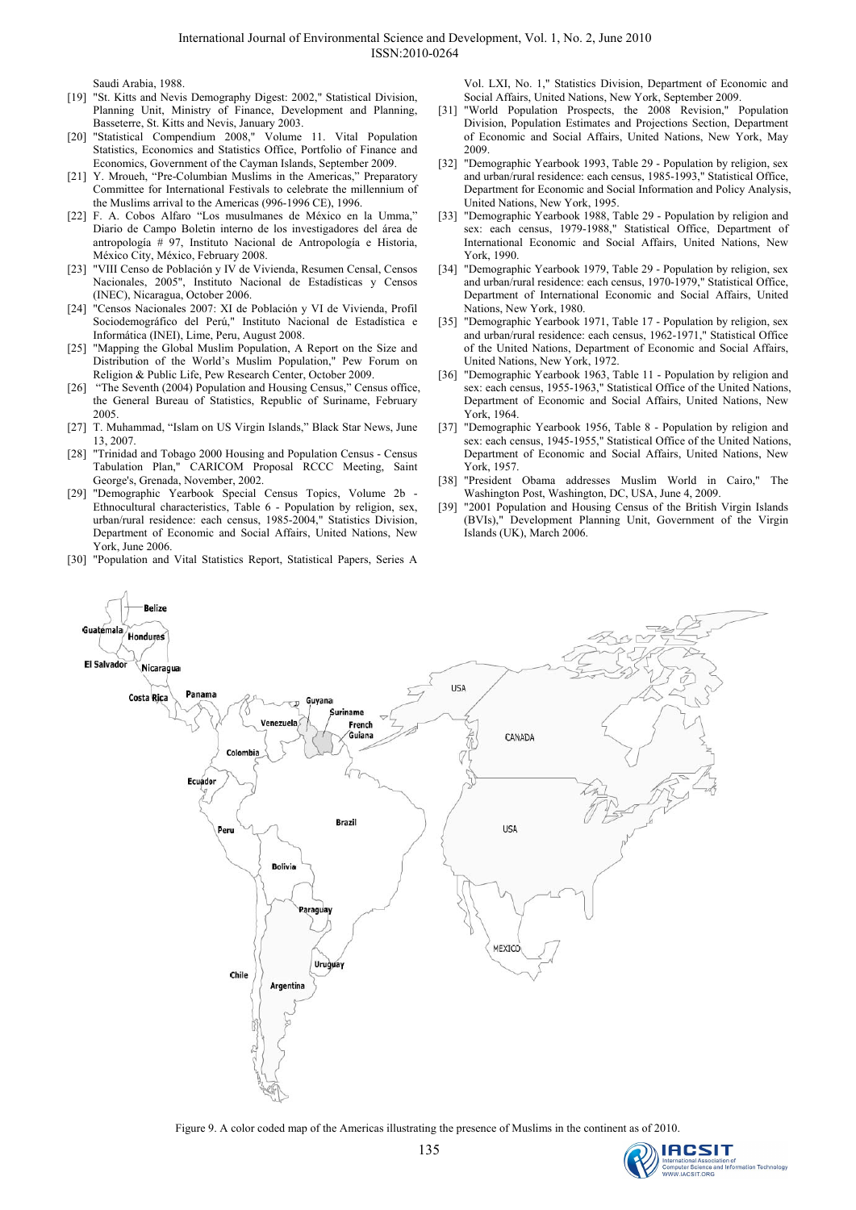Saudi Arabia, 1988.

[19] "St. Kitts and Nevis Demography Digest: 2002," Statistical Division, Planning Unit, Ministry of Finance, Development and Planning, Basseterre, St. Kitts and Nevis, January 2003.

[20] "Statistical Compendium 2008," Volume 11. Vital Population Statistics, Economics and Statistics Office, Portfolio of Finance and Economics, Government of the Cayman Islands, September 2009.

[21] Y. Mroueh, "Pre-Columbian Muslims in the Americas," Preparatory Committee for International Festivals to celebrate the millennium of the Muslims arrival to the Americas (996-1996 CE), 1996.

[22] F. A. Cobos Alfaro "Los musulmanes de México en la Umma," Diario de Campo Boletín interno de los investigadores del área de antropología # 97, Instituto Nacional de Antropología e Historia, México City, México, February 2008.

[23] "VIII Censo de Población y IV de Vivienda, Resumen Censal, Censos Nacionales, 2005", Instituto Nacional de Estadísticas y Censos (INEC), Nicaragua, October 2006.

[24] "Censos Nacionales 2007: XI de Población y VI de Vivienda, Profil Sociodemográfico del Perú," Instituto Nacional de Estadística e Informática (INEI), Lime, Peru, August 2008.

[25] "Mapping the Global Muslim Population, A Report on the Size and Distribution of the World's Muslim Population," Pew Forum on Religion & Public Life, Pew Research Center, October 2009.

[26] "The Seventh (2004) Population and Housing Census," Census office, the General Bureau of Statistics, Republic of Suriname, February 2005.

[27] T. Muhammad, "Islam on US Virgin Islands," Black Star News, June 13, 2007.

[28] "Trinidad and Tobago 2000 Housing and Population Census - Census Tabulation Plan," CARICOM Proposal RCCC Meeting, Saint George's, Grenada, November, 2002.

[29] "Demographic Yearbook Special Census Topics, Volume 2b - Ethnocultural characteristics, Table 6 - Population by religion, sex, urban/rural residence: each census, 1985-2004," Statistics Division, Department of Economic and Social Affairs, United Nations, New York, June 2006.

[30] "Population and Vital Statistics Report, Statistical Papers, Series A Vol. LXI, No. 1," Statistics Division, Department of Economic and Social Affairs, United Nations, New York, September 2009.

[31] "World Population Prospects, the 2008 Revision," Population Division, Population Estimates and Projections Section, Department of Economic and Social Affairs, United Nations, New York, May 2009.

[32] "Demographic Yearbook 1993, Table 29 - Population by religion, sex and urban/rural residence: each census, 1985-1993," Statistical Office, Department for Economic and Social Information and Policy Analysis, United Nations, New York, 1995.

[33] "Demographic Yearbook 1988, Table 29 - Population by religion and sex: each census, 1979-1988," Statistical Office, Department of International Economic and Social Affairs, United Nations, New York, 1990.

[34] "Demographic Yearbook 1979, Table 29 - Population by religion, sex and urban/rural residence: each census, 1970-1979," Statistical Office, Department of International Economic and Social Affairs, United Nations, New York, 1980.

[35] "Demographic Yearbook 1971, Table 17 - Population by religion, sex and urban/rural residence: each census, 1962-1971," Statistical Office of the United Nations, Department of Economic and Social Affairs, United Nations, New York, 1972.

[36] "Demographic Yearbook 1963, Table 11 - Population by religion and sex: each census, 1955-1963," Statistical Office of the United Nations, Department of Economic and Social Affairs, United Nations, New York, 1964.

[37] "Demographic Yearbook 1956, Table 8 - Population by religion and sex: each census, 1945-1955," Statistical Office of the United Nations, Department of Economic and Social Affairs, United Nations, New York, 1957.

[38] "President Obama addresses Muslim World in Cairo," The Washington Post, Washington, DC, USA, June 4, 2009.

[39] "2001 Population and Housing Census of the British Virgin Islands (BVIs)," Development Planning Unit, Government of the Virgin Islands (UK), March 2006.

Belize
Guatemala
Honduras
El Salvador
Nicaragua
Costa Rica
Panama
Guyana
Suriname
French Guiana
Venezuela
Colombia
Ecuador
Peru
Brazil
Bolivia
Paraguay
Chile
Uruguay
Argentina
USA
CANADA
USA
MEXICO

Figure 9. A color coded map of the Americas illustrating the presence of Muslims in the continent as of 2010.